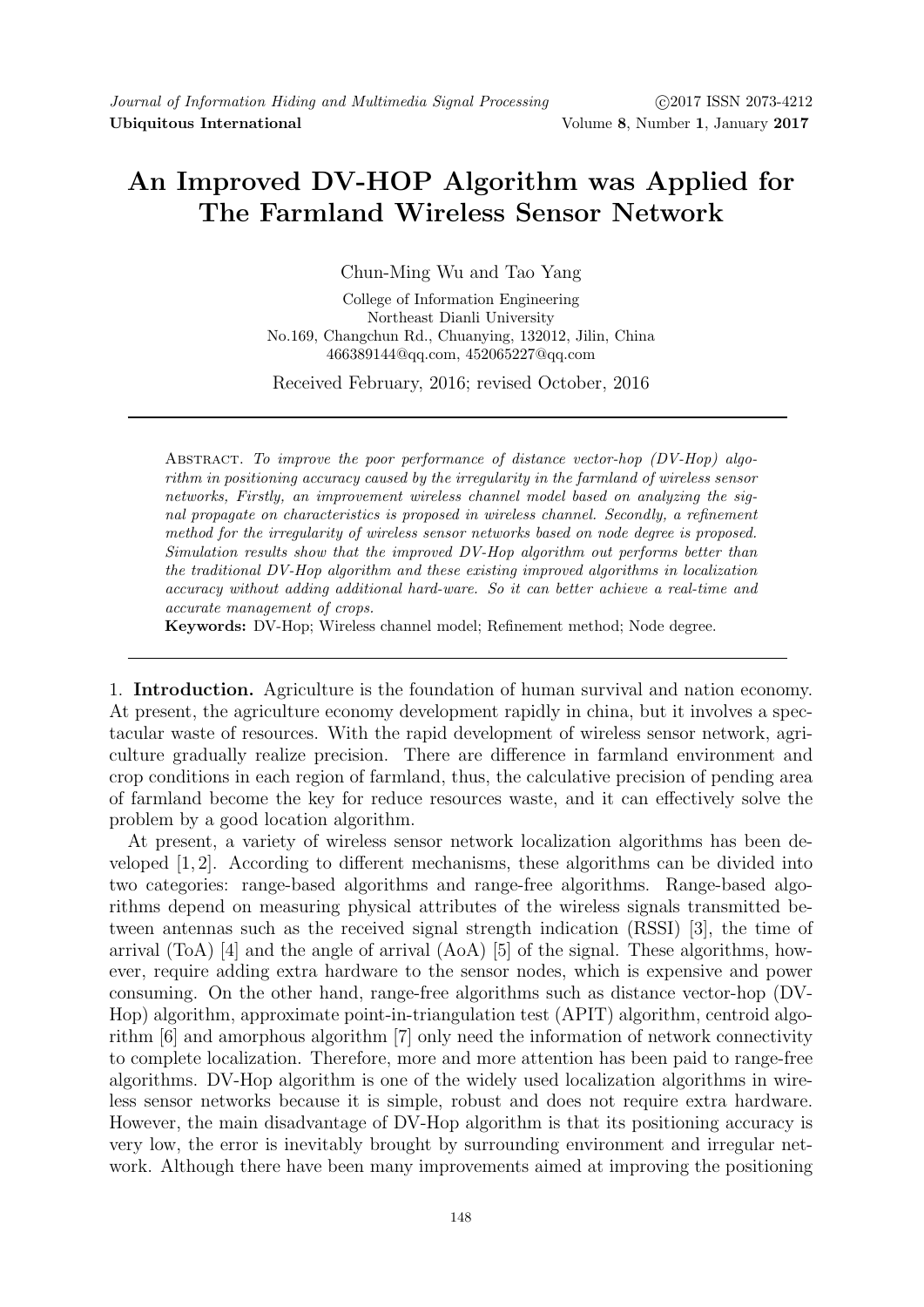# An Improved DV-HOP Algorithm was Applied for The Farmland Wireless Sensor Network

Chun-Ming Wu and Tao Yang

College of Information Engineering
Northeast Dianli University
No.169, Changchun Rd., Chuanying, 132012, Jilin, China
466389144@qq.com, 452065227@qq.com

Received February, 2016; revised October, 2016

---

Abstract. *To improve the poor performance of distance vector-hop (DV-Hop) algorithm in positioning accuracy caused by the irregularity in the farmland of wireless sensor networks, Firstly, an improvement wireless channel model based on analyzing the signal propagate on characteristics is proposed in wireless channel. Secondly, a refinement method for the irregularity of wireless sensor networks based on node degree is proposed. Simulation results show that the improved DV-Hop algorithm out performs better than the traditional DV-Hop algorithm and these existing improved algorithms in localization accuracy without adding additional hard-ware. So it can better achieve a real-time and accurate management of crops.*

**Keywords:** DV-Hop; Wireless channel model; Refinement method; Node degree.

---

1. **Introduction.** Agriculture is the foundation of human survival and nation economy. At present, the agriculture economy development rapidly in china, but it involves a spectacular waste of resources. With the rapid development of wireless sensor network, agriculture gradually realize precision. There are difference in farmland environment and crop conditions in each region of farmland, thus, the calculative precision of pending area of farmland become the key for reduce resources waste, and it can effectively solve the problem by a good location algorithm.

At present, a variety of wireless sensor network localization algorithms has been developed [1, 2]. According to different mechanisms, these algorithms can be divided into two categories: range-based algorithms and range-free algorithms. Range-based algorithms depend on measuring physical attributes of the wireless signals transmitted between antennas such as the received signal strength indication (RSSI) [3], the time of arrival (ToA) [4] and the angle of arrival (AoA) [5] of the signal. These algorithms, however, require adding extra hardware to the sensor nodes, which is expensive and power consuming. On the other hand, range-free algorithms such as distance vector-hop (DV-Hop) algorithm, approximate point-in-triangulation test (APIT) algorithm, centroid algorithm [6] and amorphous algorithm [7] only need the information of network connectivity to complete localization. Therefore, more and more attention has been paid to range-free algorithms. DV-Hop algorithm is one of the widely used localization algorithms in wireless sensor networks because it is simple, robust and does not require extra hardware. However, the main disadvantage of DV-Hop algorithm is that its positioning accuracy is very low, the error is inevitably brought by surrounding environment and irregular network. Although there have been many improvements aimed at improving the positioning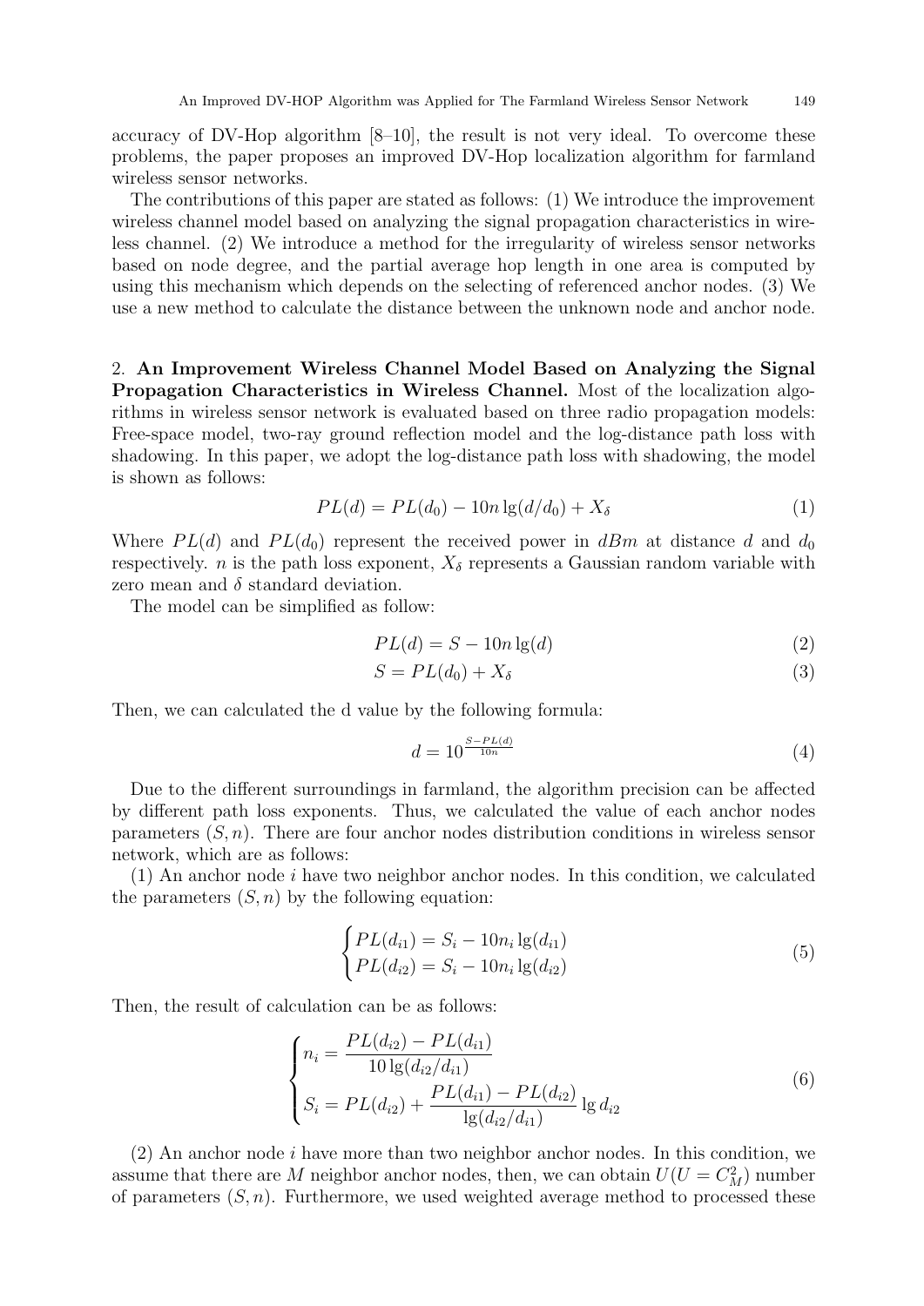accuracy of DV-Hop algorithm [8–10], the result is not very ideal. To overcome these problems, the paper proposes an improved DV-Hop localization algorithm for farmland wireless sensor networks.

The contributions of this paper are stated as follows: (1) We introduce the improvement wireless channel model based on analyzing the signal propagation characteristics in wireless channel. (2) We introduce a method for the irregularity of wireless sensor networks based on node degree, and the partial average hop length in one area is computed by using this mechanism which depends on the selecting of referenced anchor nodes. (3) We use a new method to calculate the distance between the unknown node and anchor node.

## 2. An Improvement Wireless Channel Model Based on Analyzing the Signal Propagation Characteristics in Wireless Channel.

Most of the localization algorithms in wireless sensor network is evaluated based on three radio propagation models: Free-space model, two-ray ground reflection model and the log-distance path loss with shadowing. In this paper, we adopt the log-distance path loss with shadowing, the model is shown as follows:

$$PL(d) = PL(d_0) - 10n\lg(d/d_0) + X_\delta \tag{1}$$

Where $PL(d)$ and $PL(d_0)$ represent the received power in $dBm$ at distance $d$ and $d_0$ respectively. $n$ is the path loss exponent, $X_\delta$ represents a Gaussian random variable with zero mean and $\delta$ standard deviation.

The model can be simplified as follow:

$$PL(d) = S - 10n\lg(d) \tag{2}$$

$$S = PL(d_0) + X_\delta \tag{3}$$

Then, we can calculated the d value by the following formula:

$$d = 10^{\frac{S-PL(d)}{10n}} \tag{4}$$

Due to the different surroundings in farmland, the algorithm precision can be affected by different path loss exponents. Thus, we calculated the value of each anchor nodes parameters $(S, n)$. There are four anchor nodes distribution conditions in wireless sensor network, which are as follows:

(1) An anchor node $i$ have two neighbor anchor nodes. In this condition, we calculated the parameters $(S, n)$ by the following equation:

$$\begin{cases} PL(d_{i1}) = S_i - 10n_i\lg(d_{i1}) \\ PL(d_{i2}) = S_i - 10n_i\lg(d_{i2}) \end{cases} \tag{5}$$

Then, the result of calculation can be as follows:

$$\begin{cases} n_i = \dfrac{PL(d_{i2}) - PL(d_{i1})}{10\lg(d_{i2}/d_{i1})} \\ S_i = PL(d_{i2}) + \dfrac{PL(d_{i1}) - PL(d_{i2})}{\lg(d_{i2}/d_{i1})}\lg d_{i2} \end{cases} \tag{6}$$

(2) An anchor node $i$ have more than two neighbor anchor nodes. In this condition, we assume that there are $M$ neighbor anchor nodes, then, we can obtain $U(U = C_M^2)$ number of parameters $(S, n)$. Furthermore, we used weighted average method to processed these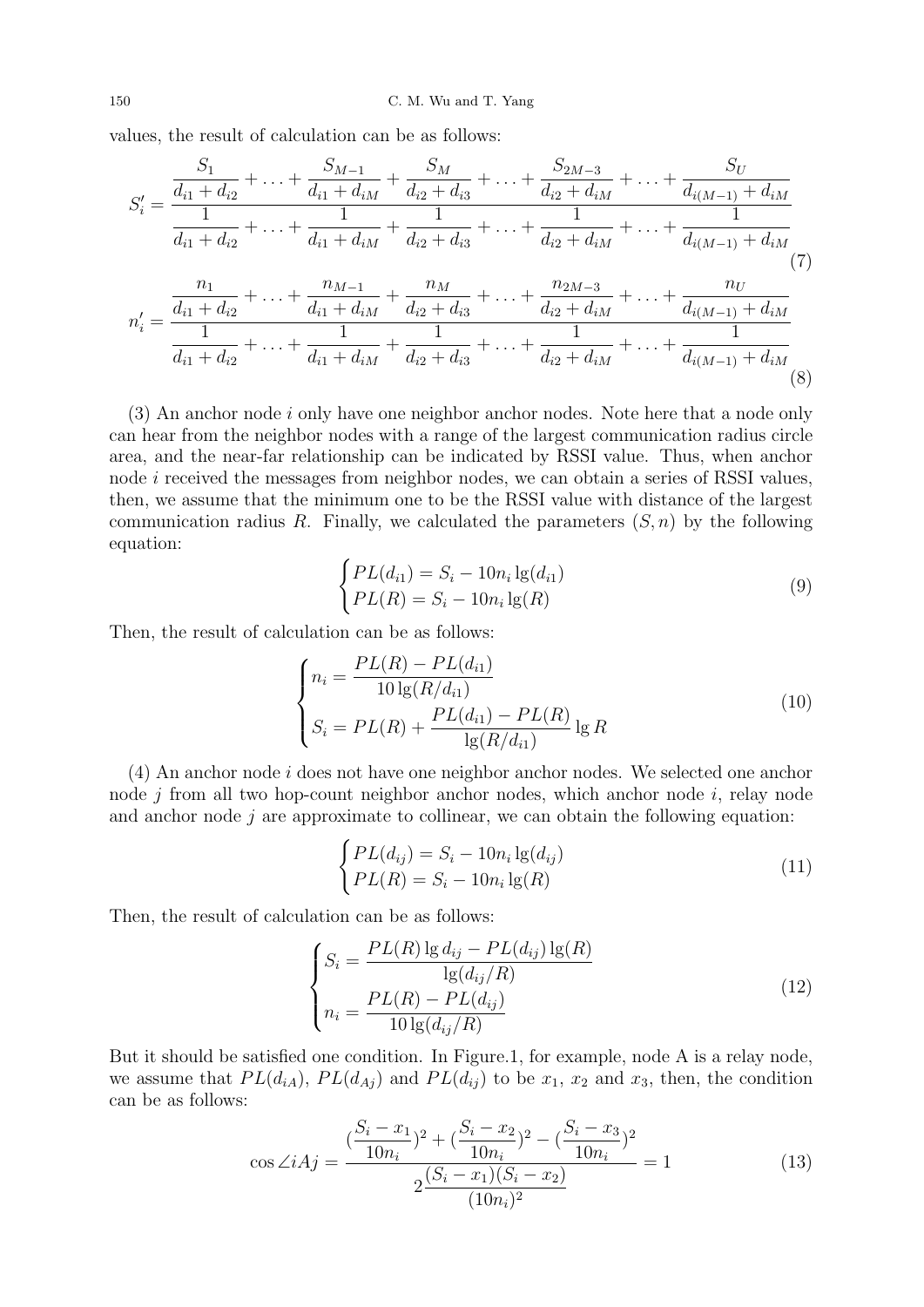values, the result of calculation can be as follows:

$$S_i' = \frac{\dfrac{S_1}{d_{i1}+d_{i2}} + \ldots + \dfrac{S_{M-1}}{d_{i1}+d_{iM}} + \dfrac{S_M}{d_{i2}+d_{i3}} + \ldots + \dfrac{S_{2M-3}}{d_{i2}+d_{iM}} + \ldots + \dfrac{S_U}{d_{i(M-1)}+d_{iM}}}{\dfrac{1}{d_{i1}+d_{i2}} + \ldots + \dfrac{1}{d_{i1}+d_{iM}} + \dfrac{1}{d_{i2}+d_{i3}} + \ldots + \dfrac{1}{d_{i2}+d_{iM}} + \ldots + \dfrac{1}{d_{i(M-1)}+d_{iM}}} \tag{7}$$

$$n_i' = \frac{\dfrac{n_1}{d_{i1}+d_{i2}} + \ldots + \dfrac{n_{M-1}}{d_{i1}+d_{iM}} + \dfrac{n_M}{d_{i2}+d_{i3}} + \ldots + \dfrac{n_{2M-3}}{d_{i2}+d_{iM}} + \ldots + \dfrac{n_U}{d_{i(M-1)}+d_{iM}}}{\dfrac{1}{d_{i1}+d_{i2}} + \ldots + \dfrac{1}{d_{i1}+d_{iM}} + \dfrac{1}{d_{i2}+d_{i3}} + \ldots + \dfrac{1}{d_{i2}+d_{iM}} + \ldots + \dfrac{1}{d_{i(M-1)}+d_{iM}}} \tag{8}$$

(3) An anchor node $i$ only have one neighbor anchor nodes. Note here that a node only can hear from the neighbor nodes with a range of the largest communication radius circle area, and the near-far relationship can be indicated by RSSI value. Thus, when anchor node $i$ received the messages from neighbor nodes, we can obtain a series of RSSI values, then, we assume that the minimum one to be the RSSI value with distance of the largest communication radius $R$. Finally, we calculated the parameters $(S, n)$ by the following equation:

$$\begin{cases} PL(d_{i1}) = S_i - 10n_i \lg(d_{i1}) \\ PL(R) = S_i - 10n_i \lg(R) \end{cases} \tag{9}$$

Then, the result of calculation can be as follows:

$$\begin{cases} n_i = \dfrac{PL(R) - PL(d_{i1})}{10\lg(R/d_{i1})} \\ S_i = PL(R) + \dfrac{PL(d_{i1}) - PL(R)}{\lg(R/d_{i1})} \lg R \end{cases} \tag{10}$$

(4) An anchor node $i$ does not have one neighbor anchor nodes. We selected one anchor node $j$ from all two hop-count neighbor anchor nodes, which anchor node $i$, relay node and anchor node $j$ are approximate to collinear, we can obtain the following equation:

$$\begin{cases} PL(d_{ij}) = S_i - 10n_i \lg(d_{ij}) \\ PL(R) = S_i - 10n_i \lg(R) \end{cases} \tag{11}$$

Then, the result of calculation can be as follows:

$$\begin{cases} S_i = \dfrac{PL(R)\lg d_{ij} - PL(d_{ij})\lg(R)}{\lg(d_{ij}/R)} \\ n_i = \dfrac{PL(R) - PL(d_{ij})}{10\lg(d_{ij}/R)} \end{cases} \tag{12}$$

But it should be satisfied one condition. In Figure.1, for example, node A is a relay node, we assume that $PL(d_{iA})$, $PL(d_{Aj})$ and $PL(d_{ij})$ to be $x_1$, $x_2$ and $x_3$, then, the condition can be as follows:

$$\cos\angle iAj = \frac{(\dfrac{S_i - x_1}{10n_i})^2 + (\dfrac{S_i - x_2}{10n_i})^2 - (\dfrac{S_i - x_3}{10n_i})^2}{2\dfrac{(S_i - x_1)(S_i - x_2)}{(10n_i)^2}} = 1 \tag{13}$$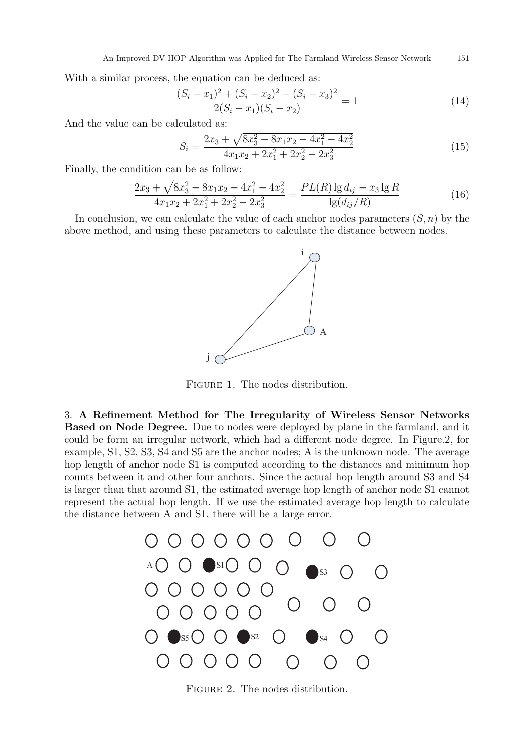With a similar process, the equation can be deduced as:

$$\frac{(S_i - x_1)^2 + (S_i - x_2)^2 - (S_i - x_3)^2}{2(S_i - x_1)(S_i - x_2)} = 1 \tag{14}$$

And the value can be calculated as:

$$S_i = \frac{2x_3 + \sqrt{8x_3^2 - 8x_1x_2 - 4x_1^2 - 4x_2^2}}{4x_1x_2 + 2x_1^2 + 2x_2^2 - 2x_3^2} \tag{15}$$

Finally, the condition can be as follow:

$$\frac{2x_3 + \sqrt{8x_3^2 - 8x_1x_2 - 4x_1^2 - 4x_2^2}}{4x_1x_2 + 2x_1^2 + 2x_2^2 - 2x_3^2} = \frac{PL(R)\lg d_{ij} - x_3 \lg R}{\lg(d_{ij}/R)} \tag{16}$$

In conclusion, we can calculate the value of each anchor nodes parameters $(S, n)$ by the above method, and using these parameters to calculate the distance between nodes.

Figure 1. The nodes distribution.

## 3. A Refinement Method for The Irregularity of Wireless Sensor Networks Based on Node Degree.

Due to nodes were deployed by plane in the farmland, and it could be form an irregular network, which had a different node degree. In Figure.2, for example, S1, S2, S3, S4 and S5 are the anchor nodes; A is the unknown node. The average hop length of anchor node S1 is computed according to the distances and minimum hop counts between it and other four anchors. Since the actual hop length around S3 and S4 is larger than that around S1, the estimated average hop length of anchor node S1 cannot represent the actual hop length. If we use the estimated average hop length to calculate the distance between A and S1, there will be a large error.

Figure 2. The nodes distribution.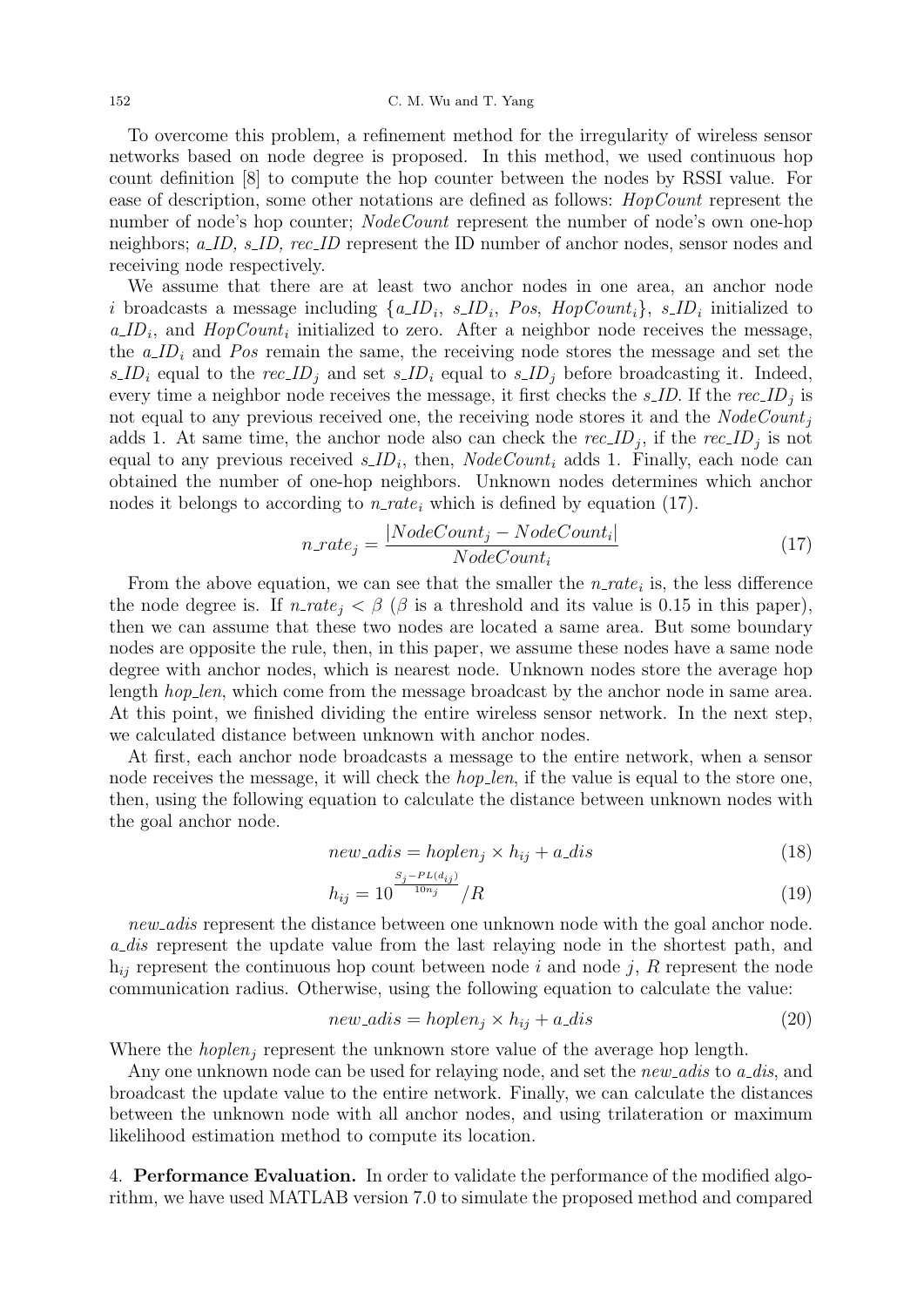To overcome this problem, a refinement method for the irregularity of wireless sensor networks based on node degree is proposed. In this method, we used continuous hop count definition [8] to compute the hop counter between the nodes by RSSI value. For ease of description, some other notations are defined as follows: *HopCount* represent the number of node's hop counter; *NodeCount* represent the number of node's own one-hop neighbors; *a_ID, s_ID, rec_ID* represent the ID number of anchor nodes, sensor nodes and receiving node respectively.

We assume that there are at least two anchor nodes in one area, an anchor node $i$ broadcasts a message including $\{a\_ID_i,\ s\_ID_i,\ Pos,\ HopCount_i\}$, $s\_ID_i$ initialized to $a\_ID_i$, and $HopCount_i$ initialized to zero. After a neighbor node receives the message, the $a\_ID_i$ and $Pos$ remain the same, the receiving node stores the message and set the $s\_ID_i$ equal to the $rec\_ID_j$ and set $s\_ID_i$ equal to $s\_ID_j$ before broadcasting it. Indeed, every time a neighbor node receives the message, it first checks the $s\_ID$. If the $rec\_ID_j$ is not equal to any previous received one, the receiving node stores it and the $NodeCount_j$ adds 1. At same time, the anchor node also can check the $rec\_ID_j$, if the $rec\_ID_j$ is not equal to any previous received $s\_ID_i$, then, $NodeCount_i$ adds 1. Finally, each node can obtained the number of one-hop neighbors. Unknown nodes determines which anchor nodes it belongs to according to $n\_rate_i$ which is defined by equation (17).

$$n\_rate_j = \frac{|NodeCount_j - NodeCount_i|}{NodeCount_i} \tag{17}$$

From the above equation, we can see that the smaller the $n\_rate_i$ is, the less difference the node degree is. If $n\_rate_j < \beta$ ($\beta$ is a threshold and its value is 0.15 in this paper), then we can assume that these two nodes are located a same area. But some boundary nodes are opposite the rule, then, in this paper, we assume these nodes have a same node degree with anchor nodes, which is nearest node. Unknown nodes store the average hop length *hop_len*, which come from the message broadcast by the anchor node in same area. At this point, we finished dividing the entire wireless sensor network. In the next step, we calculated distance between unknown with anchor nodes.

At first, each anchor node broadcasts a message to the entire network, when a sensor node receives the message, it will check the *hop_len*, if the value is equal to the store one, then, using the following equation to calculate the distance between unknown nodes with the goal anchor node.

$$new\_adis = hoplen_j \times h_{ij} + a\_dis \tag{18}$$

$$h_{ij} = 10^{\frac{S_j - PL(d_{ij})}{10n_j}} / R \tag{19}$$

*new_adis* represent the distance between one unknown node with the goal anchor node. *a_dis* represent the update value from the last relaying node in the shortest path, and $h_{ij}$ represent the continuous hop count between node $i$ and node $j$, $R$ represent the node communication radius. Otherwise, using the following equation to calculate the value:

$$new\_adis = hoplen_j \times h_{ij} + a\_dis \tag{20}$$

Where the $hoplen_j$ represent the unknown store value of the average hop length.

Any one unknown node can be used for relaying node, and set the *new_adis* to *a_dis*, and broadcast the update value to the entire network. Finally, we can calculate the distances between the unknown node with all anchor nodes, and using trilateration or maximum likelihood estimation method to compute its location.

## 4. Performance Evaluation.

In order to validate the performance of the modified algorithm, we have used MATLAB version 7.0 to simulate the proposed method and compared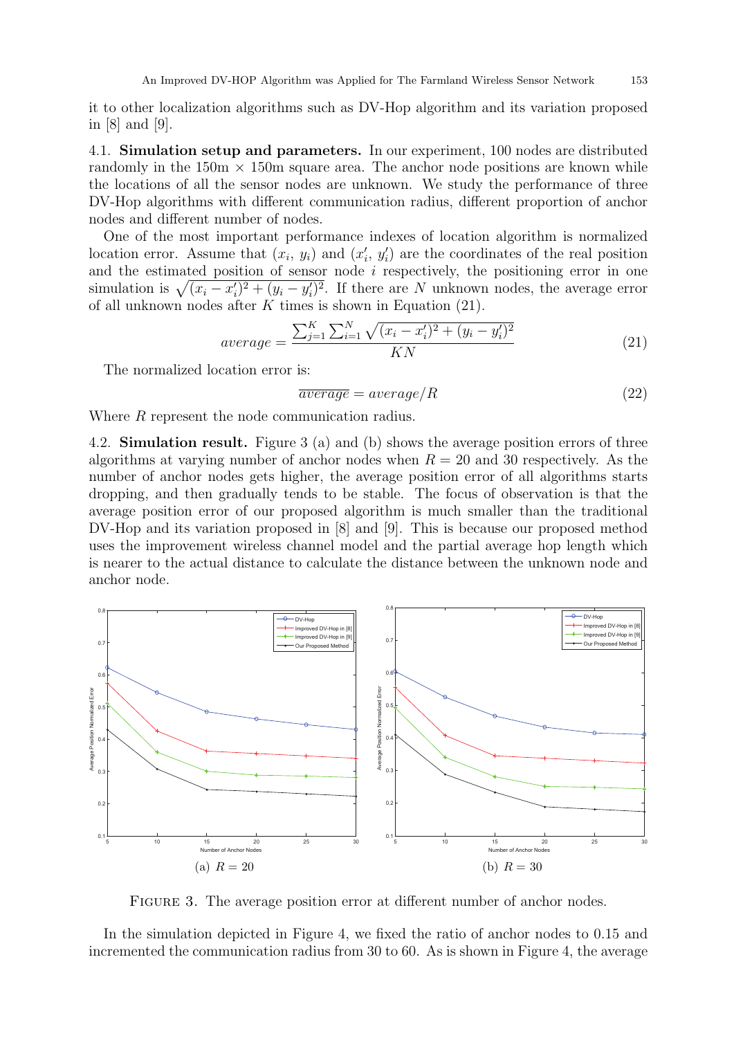it to other localization algorithms such as DV-Hop algorithm and its variation proposed in [8] and [9].

4.1. **Simulation setup and parameters.** In our experiment, 100 nodes are distributed randomly in the 150m × 150m square area. The anchor node positions are known while the locations of all the sensor nodes are unknown. We study the performance of three DV-Hop algorithms with different communication radius, different proportion of anchor nodes and different number of nodes.

One of the most important performance indexes of location algorithm is normalized location error. Assume that $(x_i, y_i)$ and $(x_i', y_i')$ are the coordinates of the real position and the estimated position of sensor node $i$ respectively, the positioning error in one simulation is $\sqrt{(x_i - x_i')^2 + (y_i - y_i')^2}$. If there are $N$ unknown nodes, the average error of all unknown nodes after $K$ times is shown in Equation (21).

$$average = \frac{\sum_{j=1}^{K} \sum_{i=1}^{N} \sqrt{(x_i - x_i')^2 + (y_i - y_i')^2}}{KN} \tag{21}$$

The normalized location error is:

$$\overline{average} = average/R \tag{22}$$

Where $R$ represent the node communication radius.

4.2. **Simulation result.** Figure 3 (a) and (b) shows the average position errors of three algorithms at varying number of anchor nodes when $R = 20$ and 30 respectively. As the number of anchor nodes gets higher, the average position error of all algorithms starts dropping, and then gradually tends to be stable. The focus of observation is that the average position error of our proposed algorithm is much smaller than the traditional DV-Hop and its variation proposed in [8] and [9]. This is because our proposed method uses the improvement wireless channel model and the partial average hop length which is nearer to the actual distance to calculate the distance between the unknown node and anchor node.

(a) $R = 20$ (b) $R = 30$

Figure 3. The average position error at different number of anchor nodes.

In the simulation depicted in Figure 4, we fixed the ratio of anchor nodes to 0.15 and incremented the communication radius from 30 to 60. As is shown in Figure 4, the average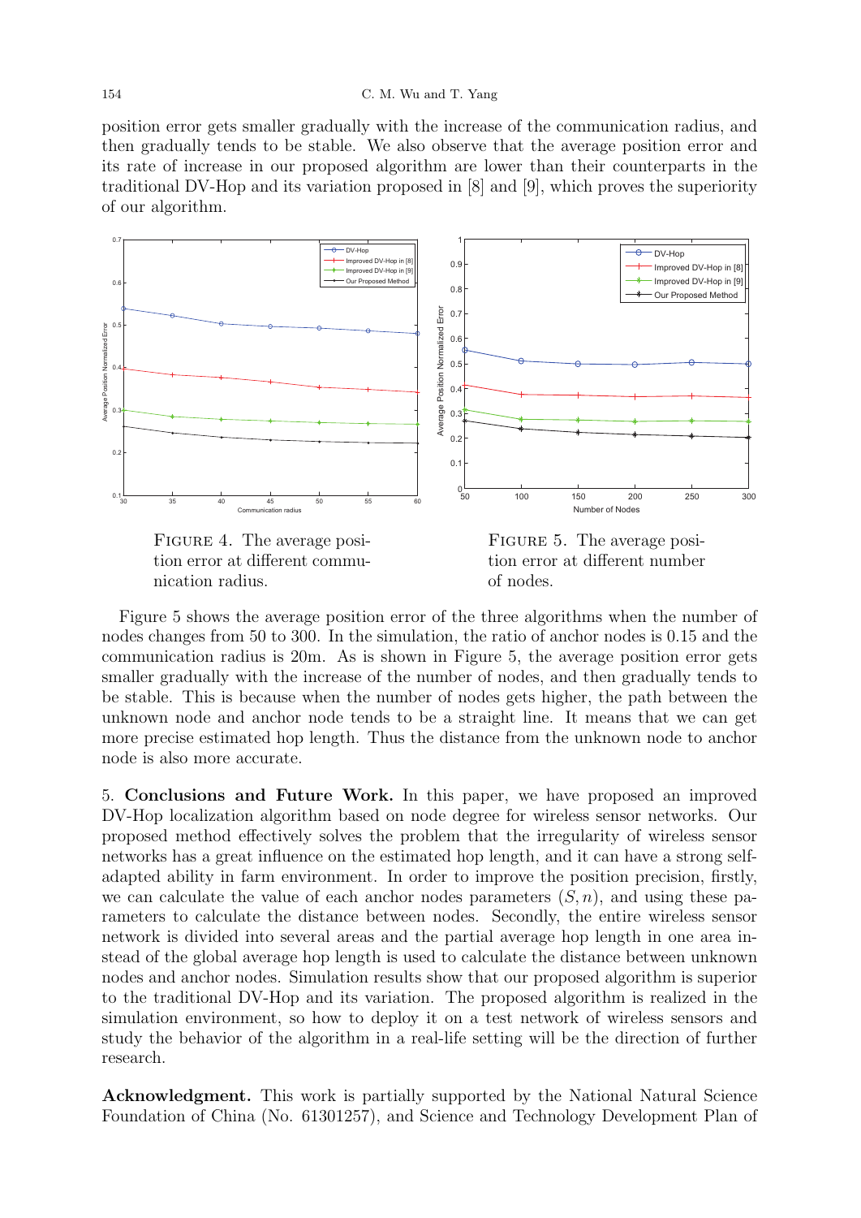position error gets smaller gradually with the increase of the communication radius, and then gradually tends to be stable. We also observe that the average position error and its rate of increase in our proposed algorithm are lower than their counterparts in the traditional DV-Hop and its variation proposed in [8] and [9], which proves the superiority of our algorithm.

FIGURE 4. The average position error at different communication radius.

FIGURE 5. The average position error at different number of nodes.

Figure 5 shows the average position error of the three algorithms when the number of nodes changes from 50 to 300. In the simulation, the ratio of anchor nodes is 0.15 and the communication radius is 20m. As is shown in Figure 5, the average position error gets smaller gradually with the increase of the number of nodes, and then gradually tends to be stable. This is because when the number of nodes gets higher, the path between the unknown node and anchor node tends to be a straight line. It means that we can get more precise estimated hop length. Thus the distance from the unknown node to anchor node is also more accurate.

5. **Conclusions and Future Work.** In this paper, we have proposed an improved DV-Hop localization algorithm based on node degree for wireless sensor networks. Our proposed method effectively solves the problem that the irregularity of wireless sensor networks has a great influence on the estimated hop length, and it can have a strong self-adapted ability in farm environment. In order to improve the position precision, firstly, we can calculate the value of each anchor nodes parameters $(S, n)$, and using these parameters to calculate the distance between nodes. Secondly, the entire wireless sensor network is divided into several areas and the partial average hop length in one area instead of the global average hop length is used to calculate the distance between unknown nodes and anchor nodes. Simulation results show that our proposed algorithm is superior to the traditional DV-Hop and its variation. The proposed algorithm is realized in the simulation environment, so how to deploy it on a test network of wireless sensors and study the behavior of the algorithm in a real-life setting will be the direction of further research.

**Acknowledgment.** This work is partially supported by the National Natural Science Foundation of China (No. 61301257), and Science and Technology Development Plan of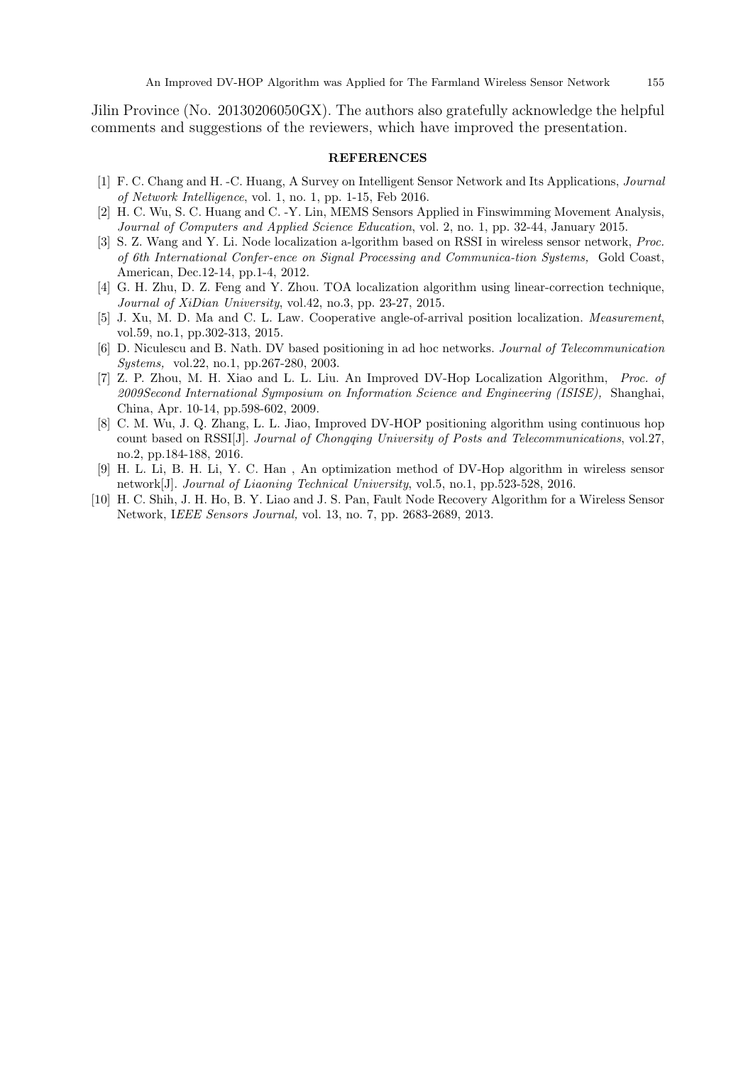Jilin Province (No. 20130206050GX). The authors also gratefully acknowledge the helpful comments and suggestions of the reviewers, which have improved the presentation.

## REFERENCES

[1] F. C. Chang and H. -C. Huang, A Survey on Intelligent Sensor Network and Its Applications, *Journal of Network Intelligence*, vol. 1, no. 1, pp. 1-15, Feb 2016.

[2] H. C. Wu, S. C. Huang and C. -Y. Lin, MEMS Sensors Applied in Finswimming Movement Analysis, *Journal of Computers and Applied Science Education*, vol. 2, no. 1, pp. 32-44, January 2015.

[3] S. Z. Wang and Y. Li. Node localization a-lgorithm based on RSSI in wireless sensor network, *Proc. of 6th International Confer-ence on Signal Processing and Communica-tion Systems,* Gold Coast, American, Dec.12-14, pp.1-4, 2012.

[4] G. H. Zhu, D. Z. Feng and Y. Zhou. TOA localization algorithm using linear-correction technique, *Journal of XiDian University*, vol.42, no.3, pp. 23-27, 2015.

[5] J. Xu, M. D. Ma and C. L. Law. Cooperative angle-of-arrival position localization. *Measurement*, vol.59, no.1, pp.302-313, 2015.

[6] D. Niculescu and B. Nath. DV based positioning in ad hoc networks. *Journal of Telecommunication Systems,* vol.22, no.1, pp.267-280, 2003.

[7] Z. P. Zhou, M. H. Xiao and L. L. Liu. An Improved DV-Hop Localization Algorithm, *Proc. of 2009Second International Symposium on Information Science and Engineering (ISISE),* Shanghai, China, Apr. 10-14, pp.598-602, 2009.

[8] C. M. Wu, J. Q. Zhang, L. L. Jiao, Improved DV-HOP positioning algorithm using continuous hop count based on RSSI[J]. *Journal of Chongqing University of Posts and Telecommunications*, vol.27, no.2, pp.184-188, 2016.

[9] H. L. Li, B. H. Li, Y. C. Han , An optimization method of DV-Hop algorithm in wireless sensor network[J]. *Journal of Liaoning Technical University*, vol.5, no.1, pp.523-528, 2016.

[10] H. C. Shih, J. H. Ho, B. Y. Liao and J. S. Pan, Fault Node Recovery Algorithm for a Wireless Sensor Network, I*EEE Sensors Journal*, vol. 13, no. 7, pp. 2683-2689, 2013.